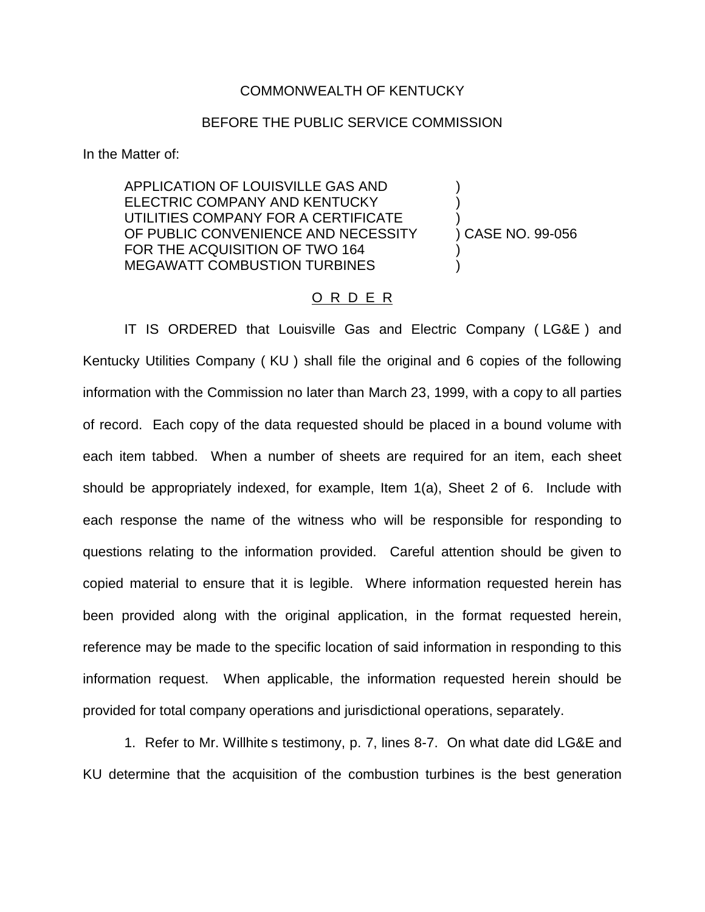COMMONWEALTH OF KENTUCKY

BEFORE THE PUBLIC SERVICE COMMISSION

In the Matter of:

APPLICATION OF LOUISVILLE GAS AND ELECTRIC COMPANY AND KENTUCKY UTILITIES COMPANY FOR A CERTIFICATE OF PUBLIC CONVENIENCE AND NECESSITY FOR THE ACQUISITION OF TWO 164 MEGAWATT COMBUSTION TURBINES ) CASE NO. 99-056

O R D E R

IT IS ORDERED that Louisville Gas and Electric Company ( LG&E ) and Kentucky Utilities Company ( KU ) shall file the original and 6 copies of the following information with the Commission no later than March 23, 1999, with a copy to all parties of record. Each copy of the data requested should be placed in a bound volume with each item tabbed. When a number of sheets are required for an item, each sheet should be appropriately indexed, for example, Item 1(a), Sheet 2 of 6. Include with each response the name of the witness who will be responsible for responding to questions relating to the information provided. Careful attention should be given to copied material to ensure that it is legible. Where information requested herein has been provided along with the original application, in the format requested herein, reference may be made to the specific location of said information in responding to this information request. When applicable, the information requested herein should be provided for total company operations and jurisdictional operations, separately.

1. Refer to Mr. Willhite s testimony, p. 7, lines 8-7. On what date did LG&E and KU determine that the acquisition of the combustion turbines is the best generation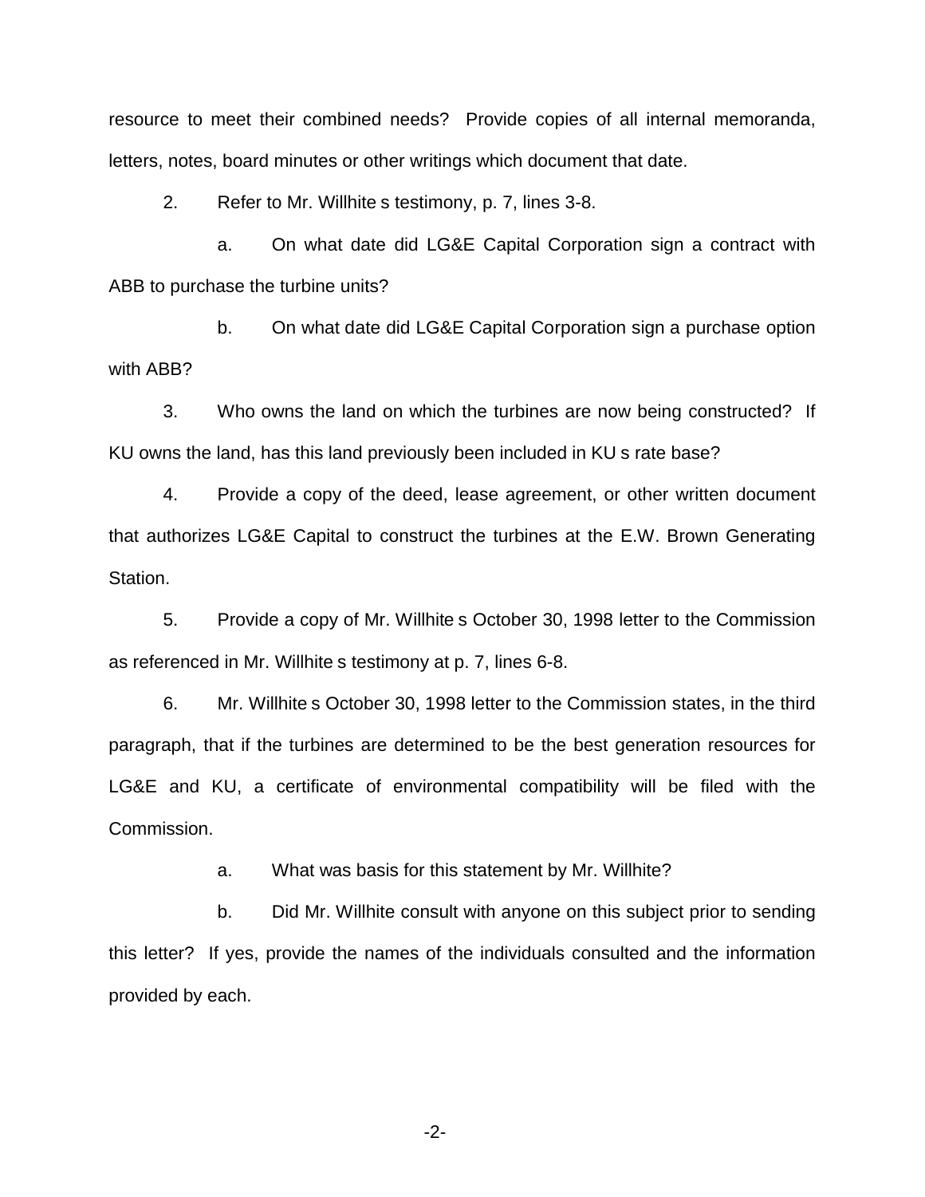resource to meet their combined needs? Provide copies of all internal memoranda, letters, notes, board minutes or other writings which document that date.

2. Refer to Mr. Willhite s testimony, p. 7, lines 3-8.

a. On what date did LG&E Capital Corporation sign a contract with ABB to purchase the turbine units?

b. On what date did LG&E Capital Corporation sign a purchase option with ABB?

3. Who owns the land on which the turbines are now being constructed? If KU owns the land, has this land previously been included in KU s rate base?

4. Provide a copy of the deed, lease agreement, or other written document that authorizes LG&E Capital to construct the turbines at the E.W. Brown Generating Station.

5. Provide a copy of Mr. Willhite s October 30, 1998 letter to the Commission as referenced in Mr. Willhite s testimony at p. 7, lines 6-8.

6. Mr. Willhite s October 30, 1998 letter to the Commission states, in the third paragraph, that if the turbines are determined to be the best generation resources for LG&E and KU, a certificate of environmental compatibility will be filed with the Commission.

a. What was basis for this statement by Mr. Willhite?

b. Did Mr. Willhite consult with anyone on this subject prior to sending this letter? If yes, provide the names of the individuals consulted and the information provided by each.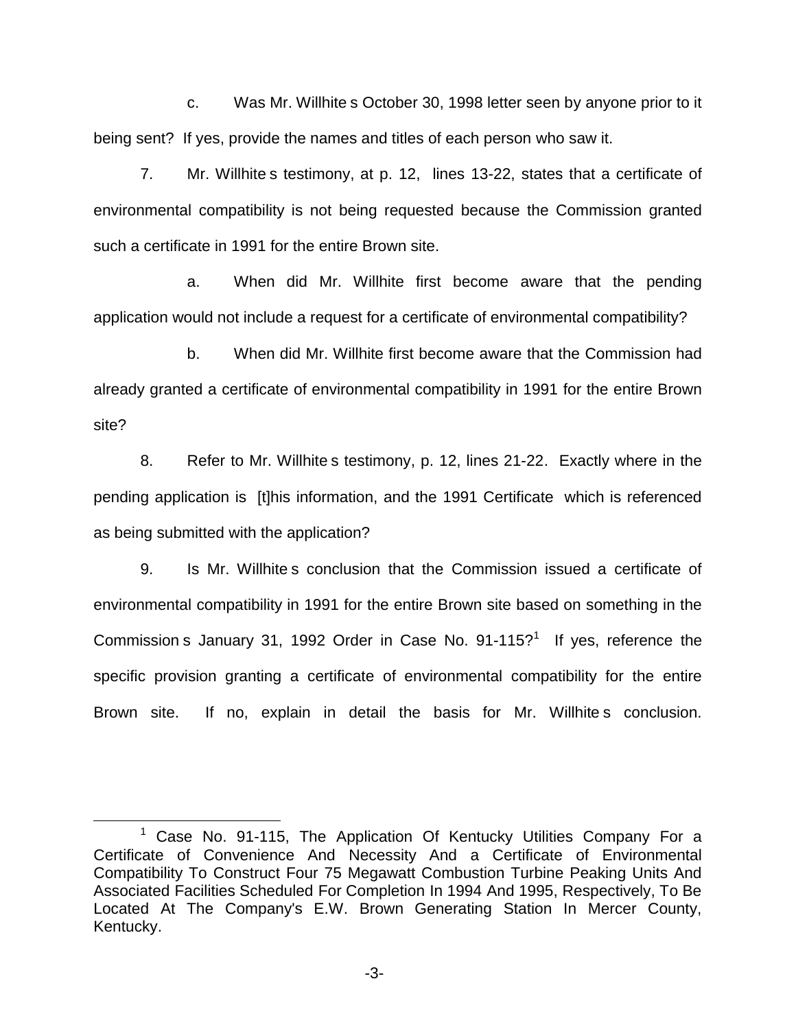c. Was Mr. Willhite s October 30, 1998 letter seen by anyone prior to it being sent? If yes, provide the names and titles of each person who saw it.

7. Mr. Willhite s testimony, at p. 12, lines 13-22, states that a certificate of environmental compatibility is not being requested because the Commission granted such a certificate in 1991 for the entire Brown site.

a. When did Mr. Willhite first become aware that the pending application would not include a request for a certificate of environmental compatibility?

b. When did Mr. Willhite first become aware that the Commission had already granted a certificate of environmental compatibility in 1991 for the entire Brown site?

8. Refer to Mr. Willhite s testimony, p. 12, lines 21-22. Exactly where in the pending application is [t]his information, and the 1991 Certificate which is referenced as being submitted with the application?

9. Is Mr. Willhite s conclusion that the Commission issued a certificate of environmental compatibility in 1991 for the entire Brown site based on something in the Commission s January 31, 1992 Order in Case No. 91-115?[1] If yes, reference the specific provision granting a certificate of environmental compatibility for the entire Brown site. If no, explain in detail the basis for Mr. Willhite s conclusion.

[1] Case No. 91-115, The Application Of Kentucky Utilities Company For a Certificate of Convenience And Necessity And a Certificate of Environmental Compatibility To Construct Four 75 Megawatt Combustion Turbine Peaking Units And Associated Facilities Scheduled For Completion In 1994 And 1995, Respectively, To Be Located At The Company's E.W. Brown Generating Station In Mercer County, Kentucky.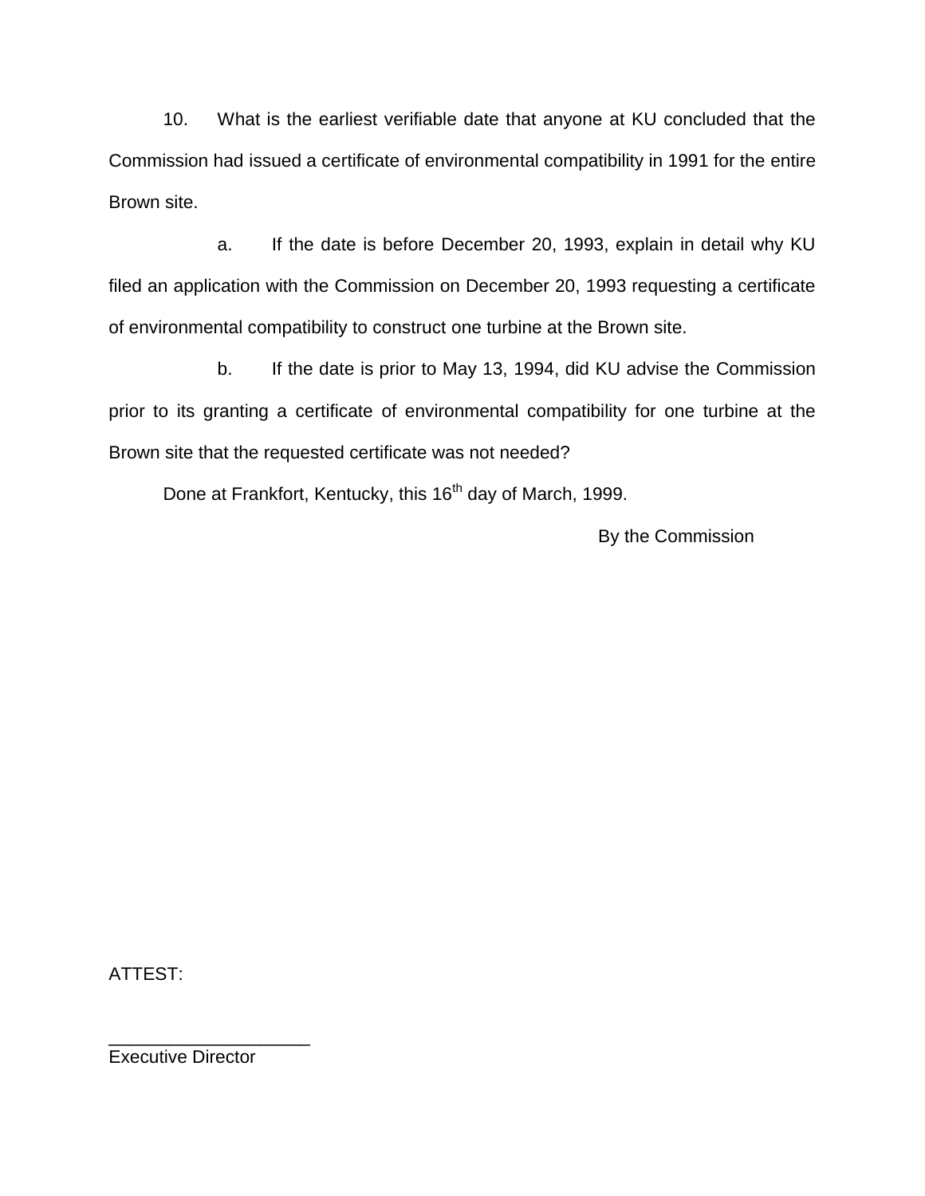10. What is the earliest verifiable date that anyone at KU concluded that the Commission had issued a certificate of environmental compatibility in 1991 for the entire Brown site.

a. If the date is before December 20, 1993, explain in detail why KU filed an application with the Commission on December 20, 1993 requesting a certificate of environmental compatibility to construct one turbine at the Brown site.

b. If the date is prior to May 13, 1994, did KU advise the Commission prior to its granting a certificate of environmental compatibility for one turbine at the Brown site that the requested certificate was not needed?

Done at Frankfort, Kentucky, this 16th day of March, 1999.

By the Commission

ATTEST:

____________________
Executive Director